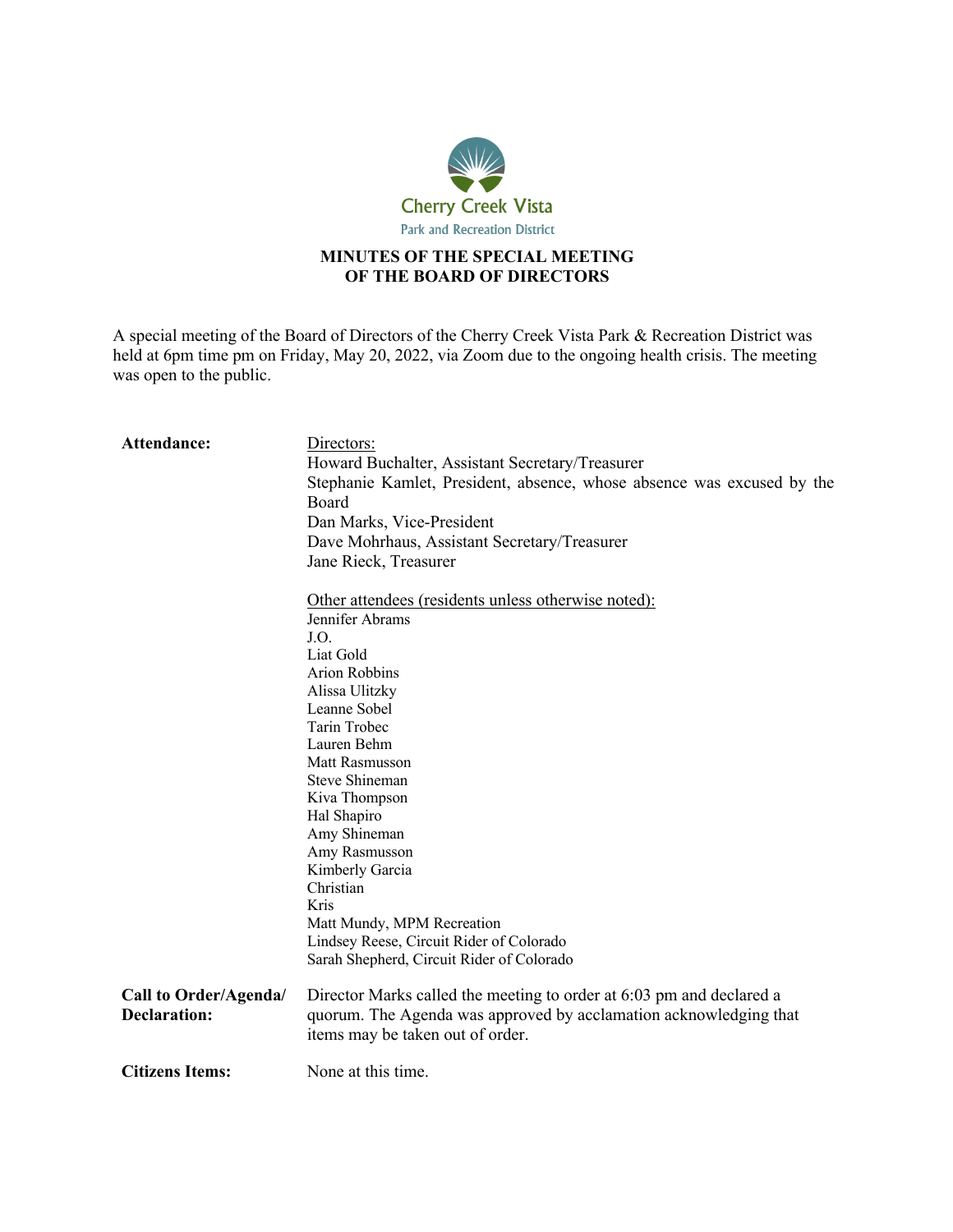Cherry Creek Vista

Park and Recreation District

# MINUTES OF THE SPECIAL MEETING OF THE BOARD OF DIRECTORS

A special meeting of the Board of Directors of the Cherry Creek Vista Park & Recreation District was held at 6pm time pm on Friday, May 20, 2022, via Zoom due to the ongoing health crisis. The meeting was open to the public.

**Attendance:**

Directors:

Howard Buchalter, Assistant Secretary/Treasurer
Stephanie Kamlet, President, absence, whose absence was excused by the Board
Dan Marks, Vice-President
Dave Mohrhaus, Assistant Secretary/Treasurer
Jane Rieck, Treasurer

Other attendees (residents unless otherwise noted):

Jennifer Abrams
J.O.
Liat Gold
Arion Robbins
Alissa Ulitzky
Leanne Sobel
Tarin Trobec
Lauren Behm
Matt Rasmusson
Steve Shineman
Kiva Thompson
Hal Shapiro
Amy Shineman
Amy Rasmusson
Kimberly Garcia
Christian
Kris
Matt Mundy, MPM Recreation
Lindsey Reese, Circuit Rider of Colorado
Sarah Shepherd, Circuit Rider of Colorado

**Call to Order/Agenda/ Declaration:** Director Marks called the meeting to order at 6:03 pm and declared a quorum. The Agenda was approved by acclamation acknowledging that items may be taken out of order.

**Citizens Items:** None at this time.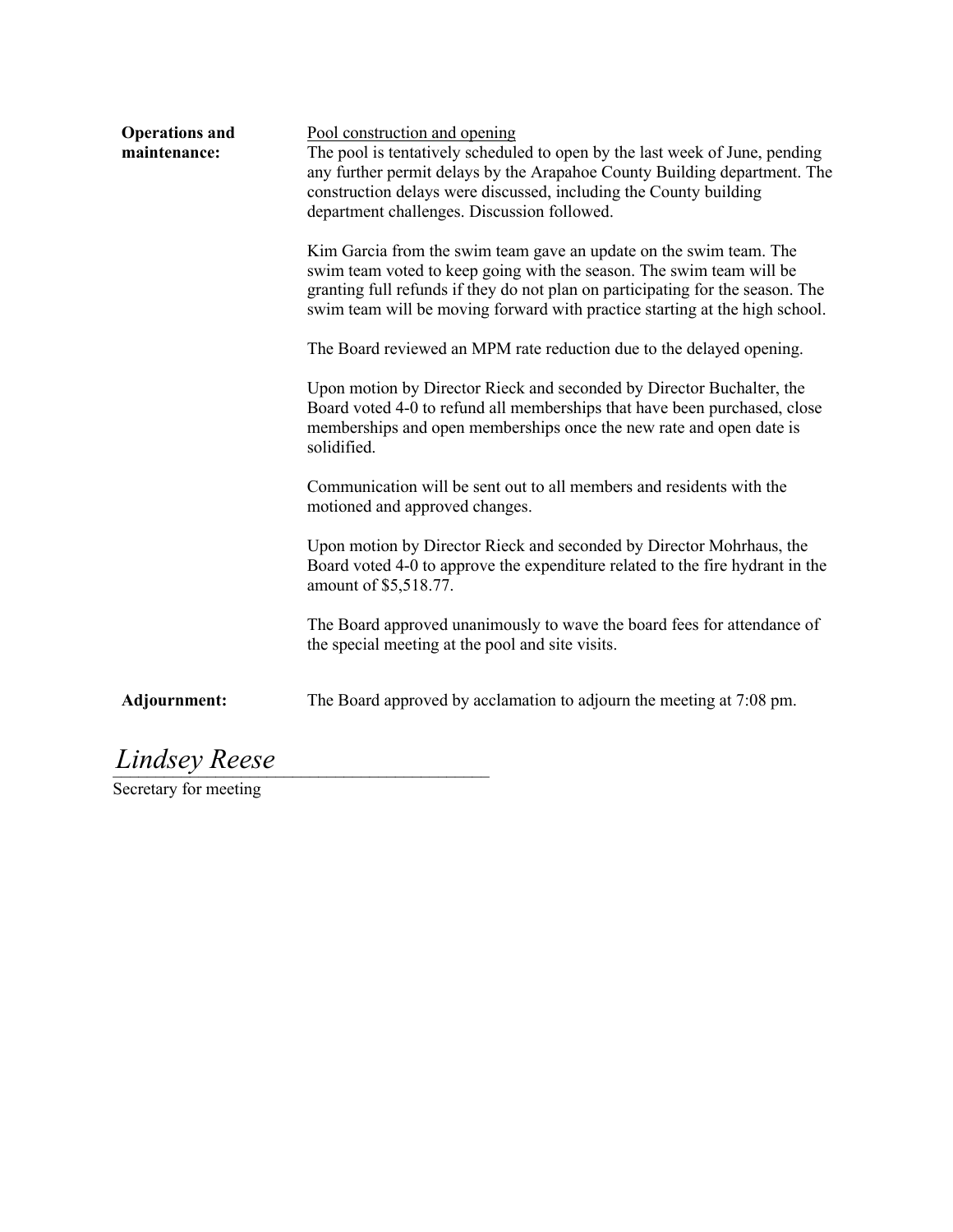**Operations and maintenance:**

Pool construction and opening

The pool is tentatively scheduled to open by the last week of June, pending any further permit delays by the Arapahoe County Building department. The construction delays were discussed, including the County building department challenges. Discussion followed.

Kim Garcia from the swim team gave an update on the swim team. The swim team voted to keep going with the season. The swim team will be granting full refunds if they do not plan on participating for the season. The swim team will be moving forward with practice starting at the high school.

The Board reviewed an MPM rate reduction due to the delayed opening.

Upon motion by Director Rieck and seconded by Director Buchalter, the Board voted 4-0 to refund all memberships that have been purchased, close memberships and open memberships once the new rate and open date is solidified.

Communication will be sent out to all members and residents with the motioned and approved changes.

Upon motion by Director Rieck and seconded by Director Mohrhaus, the Board voted 4-0 to approve the expenditure related to the fire hydrant in the amount of $5,518.77.

The Board approved unanimously to wave the board fees for attendance of the special meeting at the pool and site visits.

**Adjournment:**

The Board approved by acclamation to adjourn the meeting at 7:08 pm.

*Lindsey Reese*

Secretary for meeting